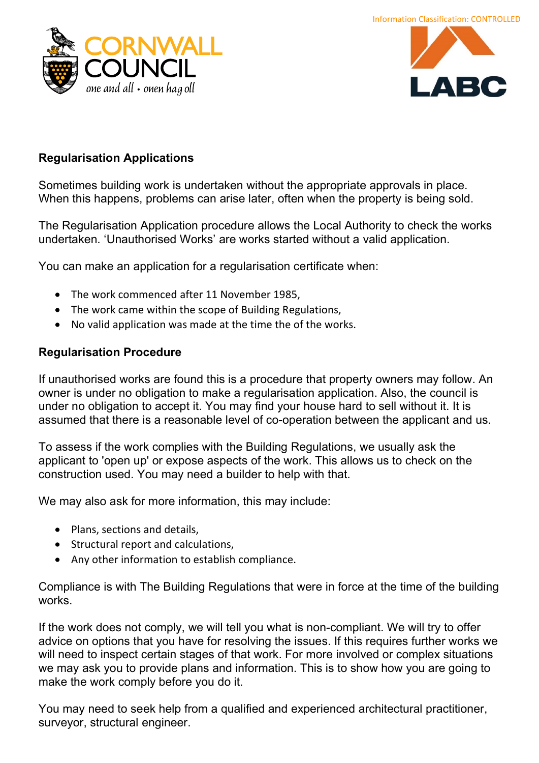Information Classification: CONTROLLED

## Regularisation Applications

Sometimes building work is undertaken without the appropriate approvals in place. When this happens, problems can arise later, often when the property is being sold.

The Regularisation Application procedure allows the Local Authority to check the works undertaken. 'Unauthorised Works' are works started without a valid application.

You can make an application for a regularisation certificate when:

- The work commenced after 11 November 1985,
- The work came within the scope of Building Regulations,
- No valid application was made at the time the of the works.

## Regularisation Procedure

If unauthorised works are found this is a procedure that property owners may follow. An owner is under no obligation to make a regularisation application. Also, the council is under no obligation to accept it. You may find your house hard to sell without it. It is assumed that there is a reasonable level of co-operation between the applicant and us.

To assess if the work complies with the Building Regulations, we usually ask the applicant to 'open up' or expose aspects of the work. This allows us to check on the construction used. You may need a builder to help with that.

We may also ask for more information, this may include:

- Plans, sections and details,
- Structural report and calculations,
- Any other information to establish compliance.

Compliance is with The Building Regulations that were in force at the time of the building works.

If the work does not comply, we will tell you what is non-compliant. We will try to offer advice on options that you have for resolving the issues. If this requires further works we will need to inspect certain stages of that work. For more involved or complex situations we may ask you to provide plans and information. This is to show how you are going to make the work comply before you do it.

You may need to seek help from a qualified and experienced architectural practitioner, surveyor, structural engineer.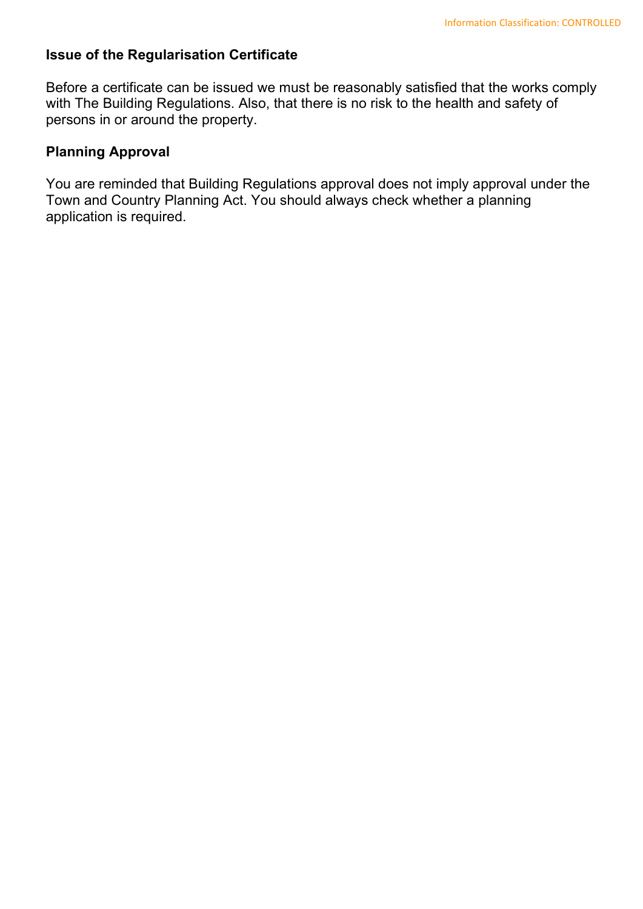## Issue of the Regularisation Certificate

Before a certificate can be issued we must be reasonably satisfied that the works comply with The Building Regulations. Also, that there is no risk to the health and safety of persons in or around the property.

## Planning Approval

You are reminded that Building Regulations approval does not imply approval under the Town and Country Planning Act. You should always check whether a planning application is required.